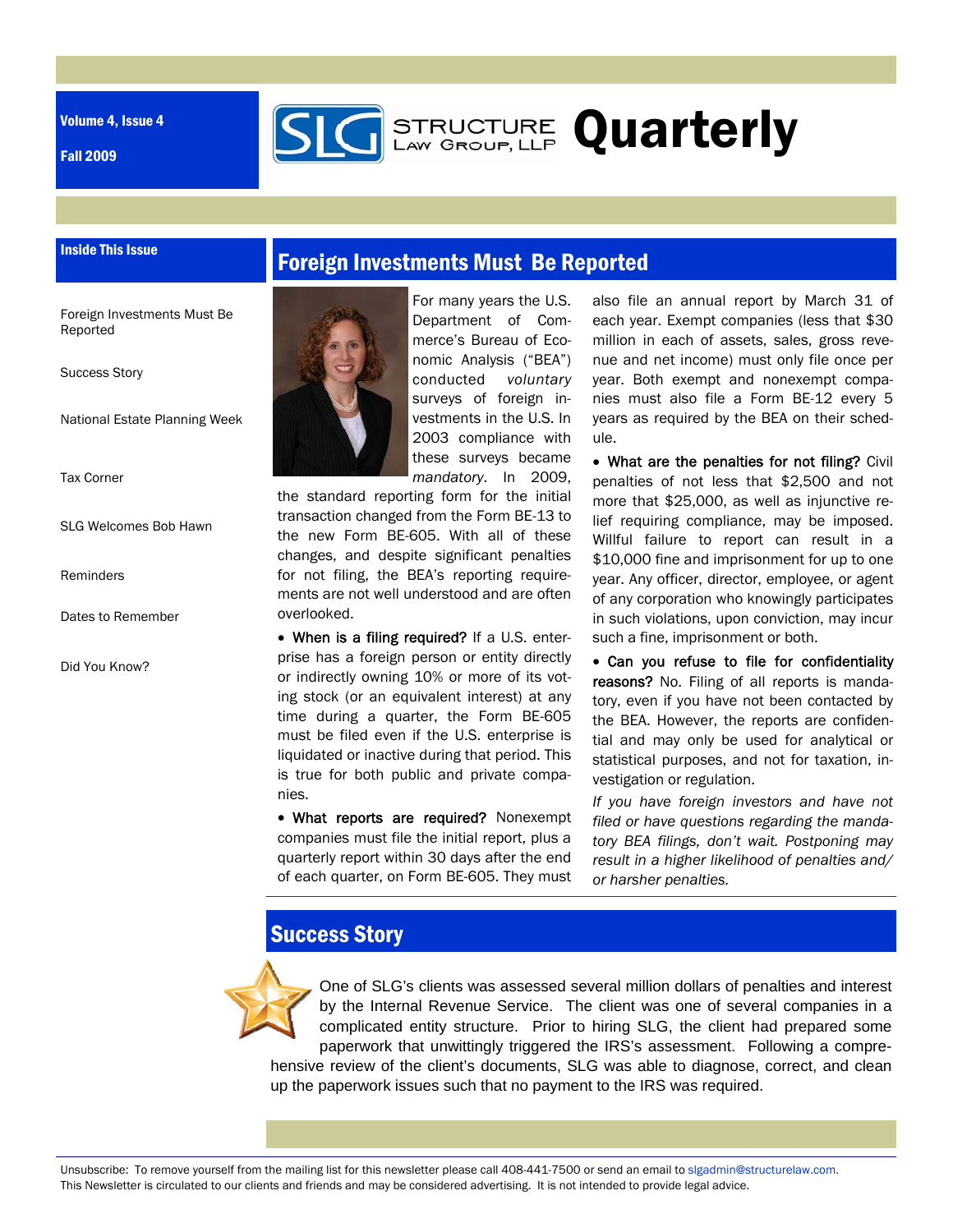Volume 4, Issue 4

Fall 2009

# STRUCTURE LAW GROUP, LLP Quarterly

**Inside This Issue**

- Foreign Investments Must Be Reported
- Success Story
- National Estate Planning Week
- Tax Corner
- SLG Welcomes Bob Hawn
- Reminders
- Dates to Remember
- Did You Know?

## Foreign Investments Must Be Reported

For many years the U.S. Department of Commerce's Bureau of Economic Analysis ("BEA") conducted *voluntary* surveys of foreign investments in the U.S. In 2003 compliance with these surveys became *mandatory*. In 2009, the standard reporting form for the initial transaction changed from the Form BE-13 to the new Form BE-605. With all of these changes, and despite significant penalties for not filing, the BEA's reporting requirements are not well understood and are often overlooked.

- **When is a filing required?** If a U.S. enterprise has a foreign person or entity directly or indirectly owning 10% or more of its voting stock (or an equivalent interest) at any time during a quarter, the Form BE-605 must be filed even if the U.S. enterprise is liquidated or inactive during that period. This is true for both public and private companies.

- **What reports are required?** Nonexempt companies must file the initial report, plus a quarterly report within 30 days after the end of each quarter, on Form BE-605. They must also file an annual report by March 31 of each year. Exempt companies (less that $30 million in each of assets, sales, gross revenue and net income) must only file once per year. Both exempt and nonexempt companies must also file a Form BE-12 every 5 years as required by the BEA on their schedule.

- **What are the penalties for not filing?** Civil penalties of not less that $2,500 and not more that $25,000, as well as injunctive relief requiring compliance, may be imposed. Willful failure to report can result in a $10,000 fine and imprisonment for up to one year. Any officer, director, employee, or agent of any corporation who knowingly participates in such violations, upon conviction, may incur such a fine, imprisonment or both.

- **Can you refuse to file for confidentiality reasons?** No. Filing of all reports is mandatory, even if you have not been contacted by the BEA. However, the reports are confidential and may only be used for analytical or statistical purposes, and not for taxation, investigation or regulation.

*If you have foreign investors and have not filed or have questions regarding the mandatory BEA filings, don't wait. Postponing may result in a higher likelihood of penalties and/or harsher penalties.*

## Success Story

One of SLG's clients was assessed several million dollars of penalties and interest by the Internal Revenue Service. The client was one of several companies in a complicated entity structure. Prior to hiring SLG, the client had prepared some paperwork that unwittingly triggered the IRS's assessment. Following a comprehensive review of the client's documents, SLG was able to diagnose, correct, and clean up the paperwork issues such that no payment to the IRS was required.

Unsubscribe: To remove yourself from the mailing list for this newsletter please call 408-441-7500 or send an email to slgadmin@structurelaw.com.
This Newsletter is circulated to our clients and friends and may be considered advertising. It is not intended to provide legal advice.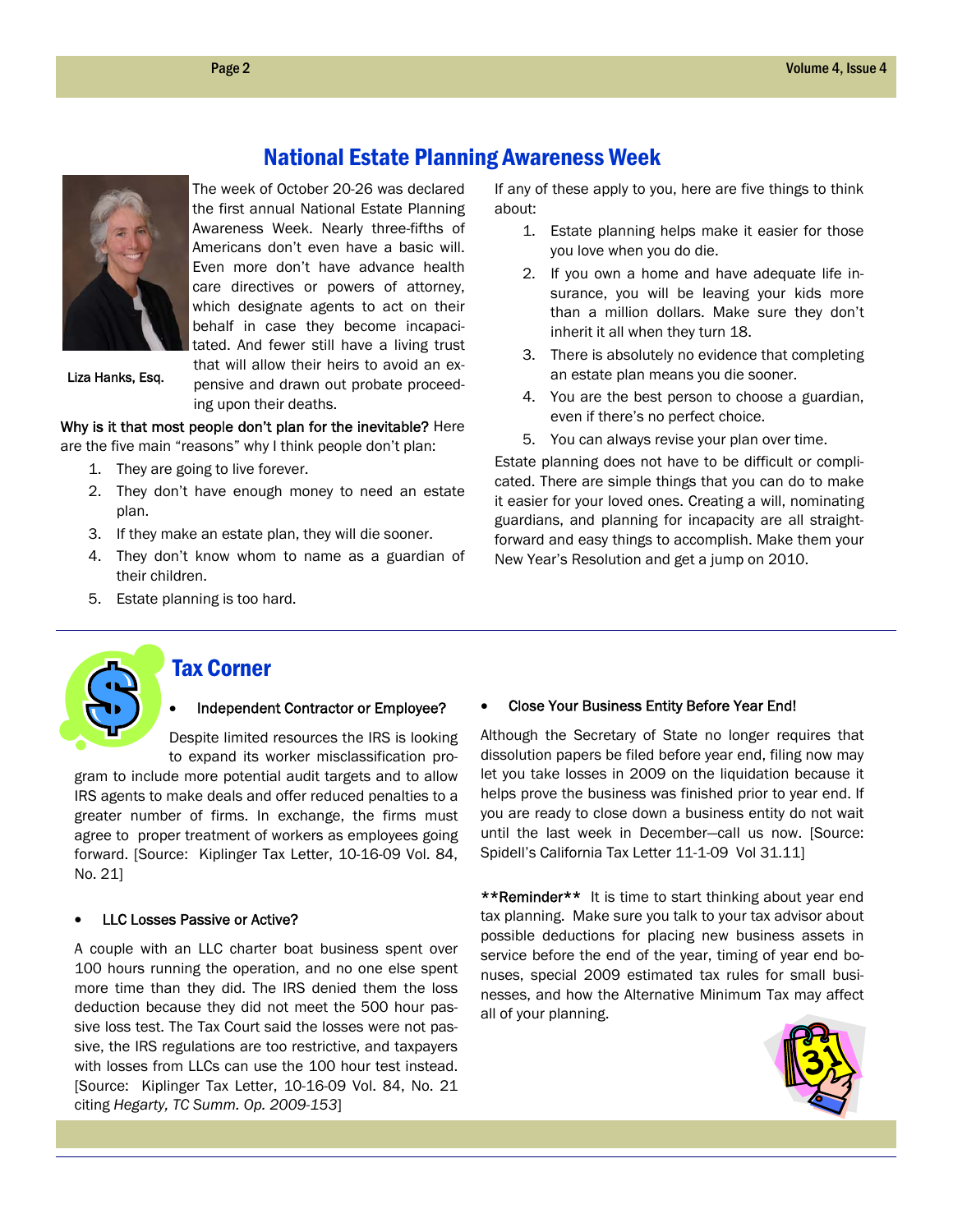## National Estate Planning Awareness Week

Liza Hanks, Esq.

The week of October 20-26 was declared the first annual National Estate Planning Awareness Week. Nearly three-fifths of Americans don't even have a basic will. Even more don't have advance health care directives or powers of attorney, which designate agents to act on their behalf in case they become incapacitated. And fewer still have a living trust that will allow their heirs to avoid an expensive and drawn out probate proceeding upon their deaths.

Why is it that most people don't plan for the inevitable? Here are the five main "reasons" why I think people don't plan:

1. They are going to live forever.
2. They don't have enough money to need an estate plan.
3. If they make an estate plan, they will die sooner.
4. They don't know whom to name as a guardian of their children.
5. Estate planning is too hard.

If any of these apply to you, here are five things to think about:

1. Estate planning helps make it easier for those you love when you do die.
2. If you own a home and have adequate life insurance, you will be leaving your kids more than a million dollars. Make sure they don't inherit it all when they turn 18.
3. There is absolutely no evidence that completing an estate plan means you die sooner.
4. You are the best person to choose a guardian, even if there's no perfect choice.
5. You can always revise your plan over time.

Estate planning does not have to be difficult or complicated. There are simple things that you can do to make it easier for your loved ones. Creating a will, nominating guardians, and planning for incapacity are all straightforward and easy things to accomplish. Make them your New Year's Resolution and get a jump on 2010.

## Tax Corner

- Independent Contractor or Employee?

Despite limited resources the IRS is looking to expand its worker misclassification program to include more potential audit targets and to allow IRS agents to make deals and offer reduced penalties to a greater number of firms. In exchange, the firms must agree to proper treatment of workers as employees going forward. [Source: Kiplinger Tax Letter, 10-16-09 Vol. 84, No. 21]

- LLC Losses Passive or Active?

A couple with an LLC charter boat business spent over 100 hours running the operation, and no one else spent more time than they did. The IRS denied them the loss deduction because they did not meet the 500 hour passive loss test. The Tax Court said the losses were not passive, the IRS regulations are too restrictive, and taxpayers with losses from LLCs can use the 100 hour test instead. [Source: Kiplinger Tax Letter, 10-16-09 Vol. 84, No. 21 citing *Hegarty, TC Summ. Op. 2009-153*]

- Close Your Business Entity Before Year End!

Although the Secretary of State no longer requires that dissolution papers be filed before year end, filing now may let you take losses in 2009 on the liquidation because it helps prove the business was finished prior to year end. If you are ready to close down a business entity do not wait until the last week in December—call us now. [Source: Spidell's California Tax Letter 11-1-09 Vol 31.11]

**Reminder** It is time to start thinking about year end tax planning. Make sure you talk to your tax advisor about possible deductions for placing new business assets in service before the end of the year, timing of year end bonuses, special 2009 estimated tax rules for small businesses, and how the Alternative Minimum Tax may affect all of your planning.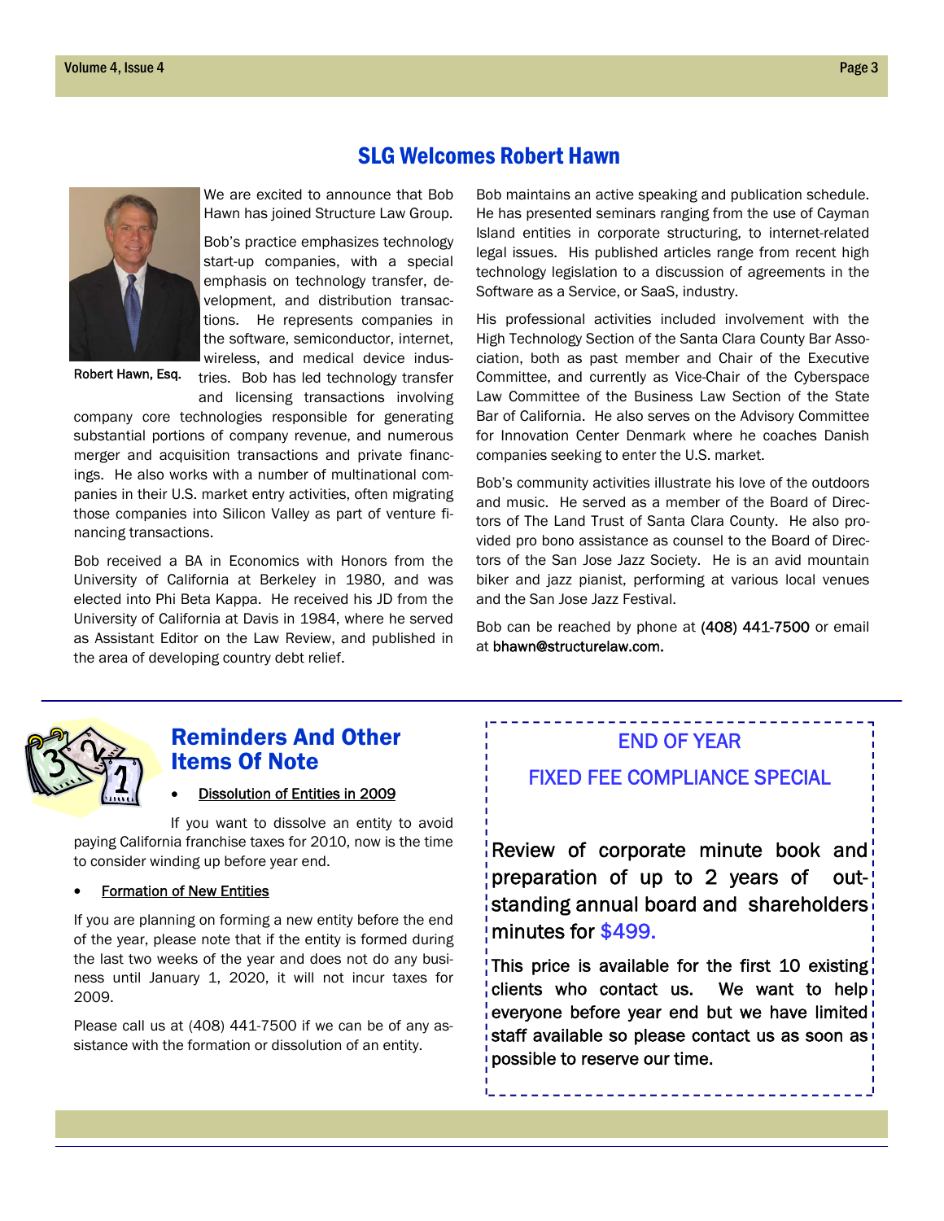## SLG Welcomes Robert Hawn

Robert Hawn, Esq.

We are excited to announce that Bob Hawn has joined Structure Law Group.

Bob's practice emphasizes technology start-up companies, with a special emphasis on technology transfer, development, and distribution transactions. He represents companies in the software, semiconductor, internet, wireless, and medical device industries. Bob has led technology transfer and licensing transactions involving company core technologies responsible for generating substantial portions of company revenue, and numerous merger and acquisition transactions and private financings. He also works with a number of multinational companies in their U.S. market entry activities, often migrating those companies into Silicon Valley as part of venture financing transactions.

Bob received a BA in Economics with Honors from the University of California at Berkeley in 1980, and was elected into Phi Beta Kappa. He received his JD from the University of California at Davis in 1984, where he served as Assistant Editor on the Law Review, and published in the area of developing country debt relief.

Bob maintains an active speaking and publication schedule. He has presented seminars ranging from the use of Cayman Island entities in corporate structuring, to internet-related legal issues. His published articles range from recent high technology legislation to a discussion of agreements in the Software as a Service, or SaaS, industry.

His professional activities included involvement with the High Technology Section of the Santa Clara County Bar Association, both as past member and Chair of the Executive Committee, and currently as Vice-Chair of the Cyberspace Law Committee of the Business Law Section of the State Bar of California. He also serves on the Advisory Committee for Innovation Center Denmark where he coaches Danish companies seeking to enter the U.S. market.

Bob's community activities illustrate his love of the outdoors and music. He served as a member of the Board of Directors of The Land Trust of Santa Clara County. He also provided pro bono assistance as counsel to the Board of Directors of the San Jose Jazz Society. He is an avid mountain biker and jazz pianist, performing at various local venues and the San Jose Jazz Festival.

Bob can be reached by phone at (408) 441-7500 or email at bhawn@structurelaw.com.

## Reminders And Other Items Of Note

- Dissolution of Entities in 2009

If you want to dissolve an entity to avoid paying California franchise taxes for 2010, now is the time to consider winding up before year end.

- Formation of New Entities

If you are planning on forming a new entity before the end of the year, please note that if the entity is formed during the last two weeks of the year and does not do any business until January 1, 2020, it will not incur taxes for 2009.

Please call us at (408) 441-7500 if we can be of any assistance with the formation or dissolution of an entity.

### END OF YEAR

### FIXED FEE COMPLIANCE SPECIAL

Review of corporate minute book and preparation of up to 2 years of outstanding annual board and shareholders minutes for $499.

This price is available for the first 10 existing clients who contact us. We want to help everyone before year end but we have limited staff available so please contact us as soon as possible to reserve our time.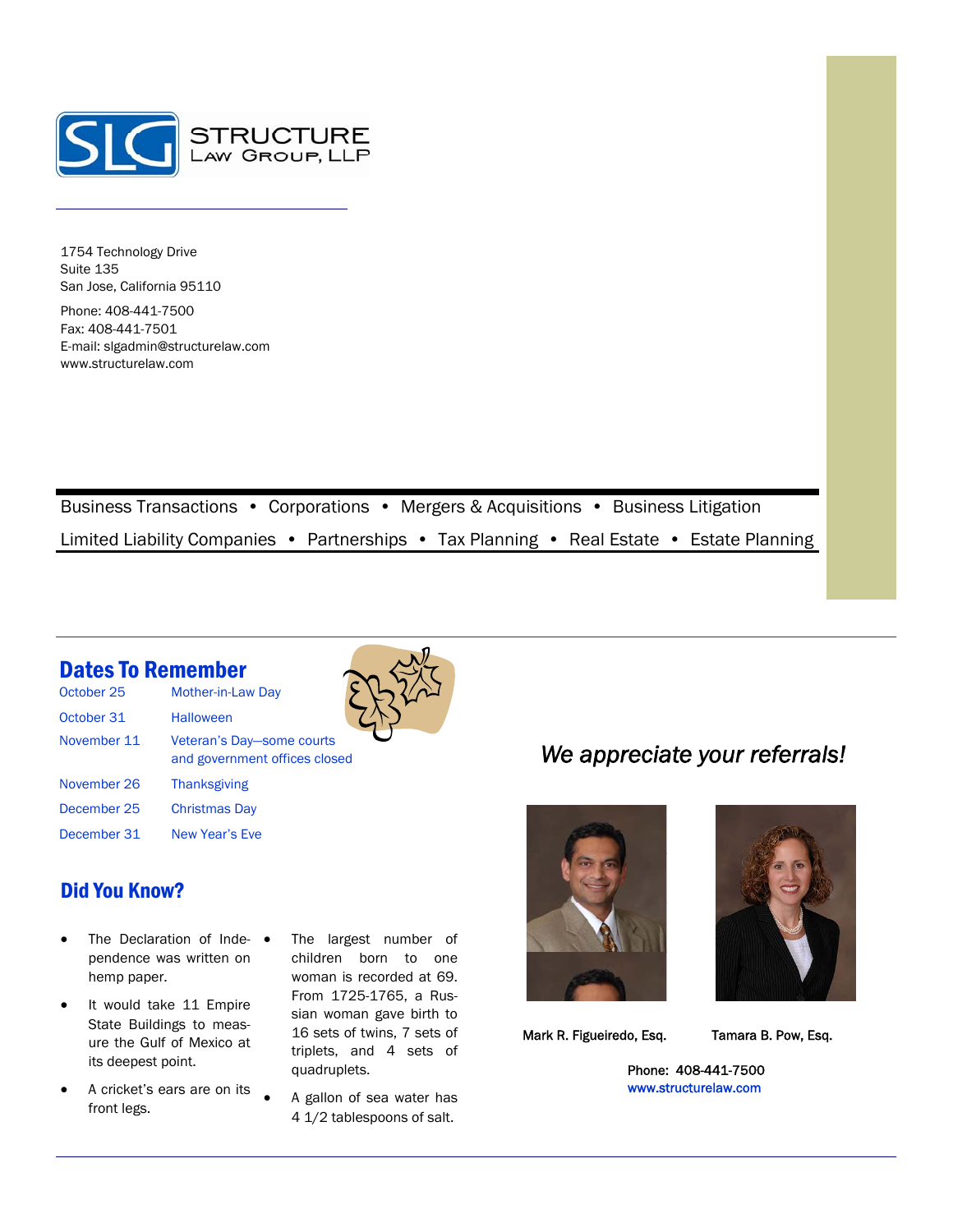**STRUCTURE LAW GROUP, LLP**

1754 Technology Drive
Suite 135
San Jose, California 95110

Phone: 408-441-7500
Fax: 408-441-7501
E-mail: slgadmin@structurelaw.com
www.structurelaw.com

Business Transactions • Corporations • Mergers & Acquisitions • Business Litigation
Limited Liability Companies • Partnerships • Tax Planning • Real Estate • Estate Planning

## Dates To Remember

| | |
|---|---|
| October 25 | Mother-in-Law Day |
| October 31 | Halloween |
| November 11 | Veteran's Day—some courts and government offices closed |
| November 26 | Thanksgiving |
| December 25 | Christmas Day |
| December 31 | New Year's Eve |

## Did You Know?

- The Declaration of Independence was written on hemp paper.
- It would take 11 Empire State Buildings to measure the Gulf of Mexico at its deepest point.
- A cricket's ears are on its front legs.
- The largest number of children born to one woman is recorded at 69. From 1725-1765, a Russian woman gave birth to 16 sets of twins, 7 sets of triplets, and 4 sets of quadruplets.
- A gallon of sea water has 4 1/2 tablespoons of salt.

*We appreciate your referrals!*

Mark R. Figueiredo, Esq.

Tamara B. Pow, Esq.

Phone: 408-441-7500
www.structurelaw.com